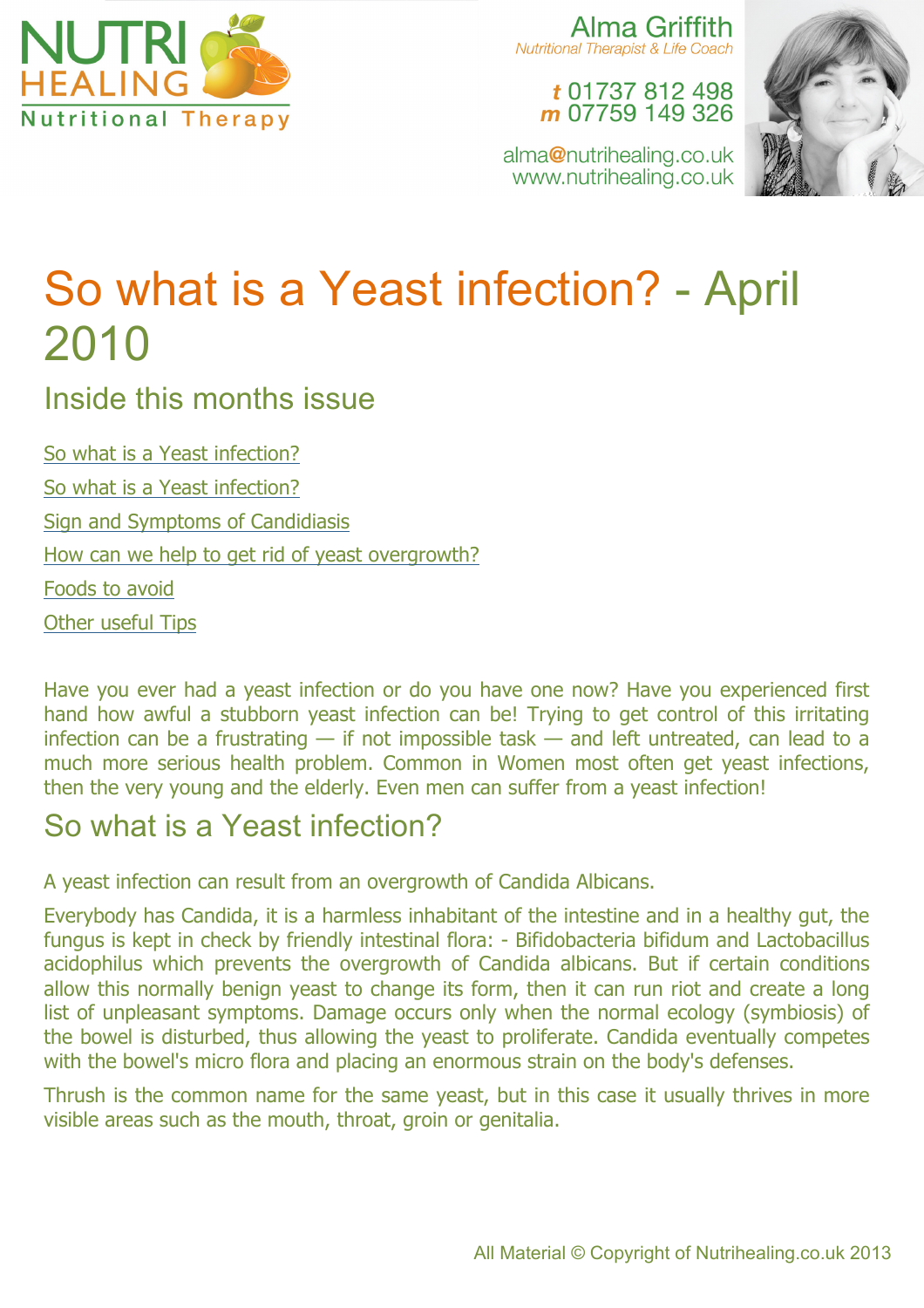NUTRI HEALING

Nutritional Therapy

Alma Griffith

*Nutritional Therapist & Life Coach*

**t** 01737 812 498
**m** 07759 149 326

alma@nutrihealing.co.uk
www.nutrihealing.co.uk

# So what is a Yeast infection? - April 2010

## Inside this months issue

- So what is a Yeast infection?
- So what is a Yeast infection?
- Sign and Symptoms of Candidiasis
- How can we help to get rid of yeast overgrowth?
- Foods to avoid
- Other useful Tips

Have you ever had a yeast infection or do you have one now? Have you experienced first hand how awful a stubborn yeast infection can be! Trying to get control of this irritating infection can be a frustrating — if not impossible task — and left untreated, can lead to a much more serious health problem. Common in Women most often get yeast infections, then the very young and the elderly. Even men can suffer from a yeast infection!

## So what is a Yeast infection?

A yeast infection can result from an overgrowth of Candida Albicans.

Everybody has Candida, it is a harmless inhabitant of the intestine and in a healthy gut, the fungus is kept in check by friendly intestinal flora: - Bifidobacteria bifidum and Lactobacillus acidophilus which prevents the overgrowth of Candida albicans. But if certain conditions allow this normally benign yeast to change its form, then it can run riot and create a long list of unpleasant symptoms. Damage occurs only when the normal ecology (symbiosis) of the bowel is disturbed, thus allowing the yeast to proliferate. Candida eventually competes with the bowel's micro flora and placing an enormous strain on the body's defenses.

Thrush is the common name for the same yeast, but in this case it usually thrives in more visible areas such as the mouth, throat, groin or genitalia.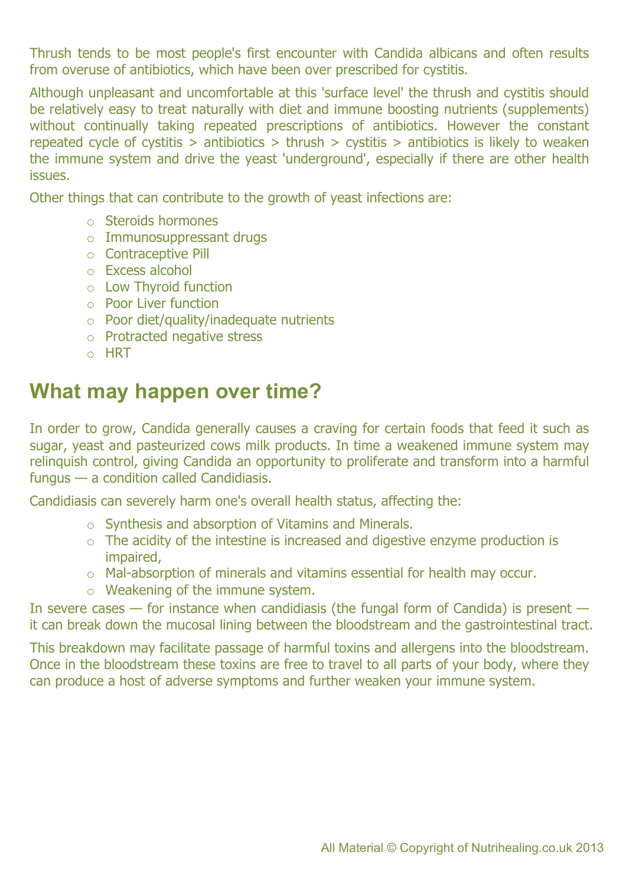Thrush tends to be most people's first encounter with Candida albicans and often results from overuse of antibiotics, which have been over prescribed for cystitis.

Although unpleasant and uncomfortable at this 'surface level' the thrush and cystitis should be relatively easy to treat naturally with diet and immune boosting nutrients (supplements) without continually taking repeated prescriptions of antibiotics. However the constant repeated cycle of cystitis > antibiotics > thrush > cystitis > antibiotics is likely to weaken the immune system and drive the yeast 'underground', especially if there are other health issues.

Other things that can contribute to the growth of yeast infections are:

- Steroids hormones
- Immunosuppressant drugs
- Contraceptive Pill
- Excess alcohol
- Low Thyroid function
- Poor Liver function
- Poor diet/quality/inadequate nutrients
- Protracted negative stress
- HRT

## What may happen over time?

In order to grow, Candida generally causes a craving for certain foods that feed it such as sugar, yeast and pasteurized cows milk products. In time a weakened immune system may relinquish control, giving Candida an opportunity to proliferate and transform into a harmful fungus — a condition called Candidiasis.

Candidiasis can severely harm one's overall health status, affecting the:

- Synthesis and absorption of Vitamins and Minerals.
- The acidity of the intestine is increased and digestive enzyme production is impaired,
- Mal-absorption of minerals and vitamins essential for health may occur.
- Weakening of the immune system.

In severe cases — for instance when candidiasis (the fungal form of Candida) is present — it can break down the mucosal lining between the bloodstream and the gastrointestinal tract.

This breakdown may facilitate passage of harmful toxins and allergens into the bloodstream. Once in the bloodstream these toxins are free to travel to all parts of your body, where they can produce a host of adverse symptoms and further weaken your immune system.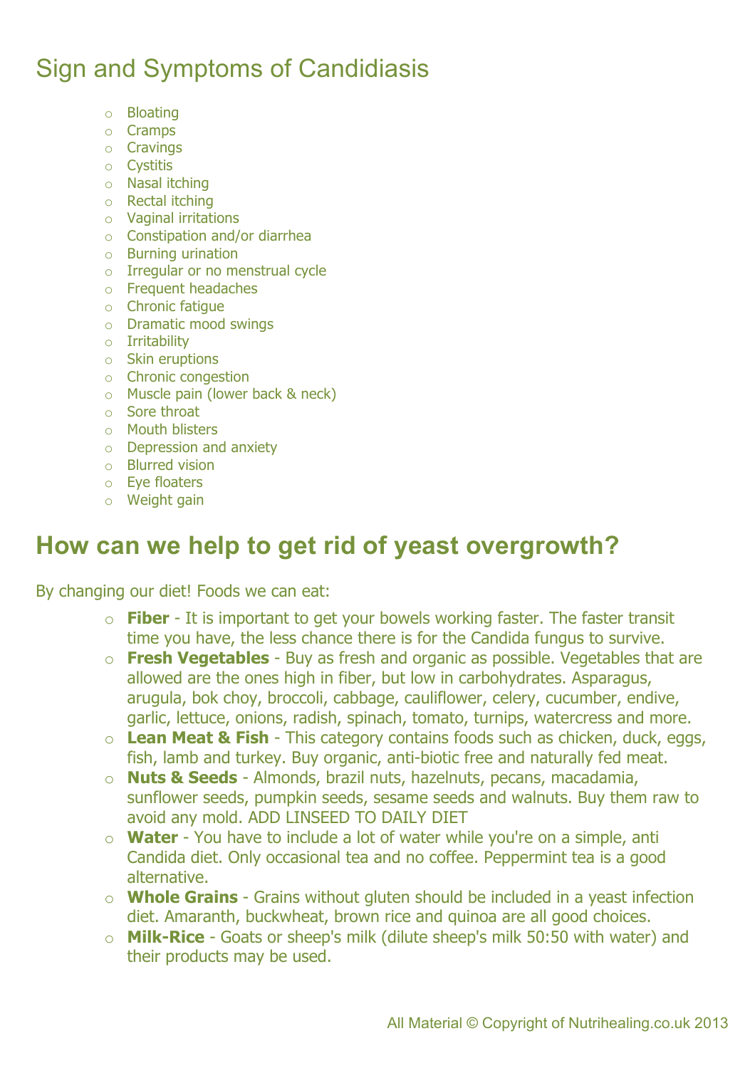# Sign and Symptoms of Candidiasis

- Bloating
- Cramps
- Cravings
- Cystitis
- Nasal itching
- Rectal itching
- Vaginal irritations
- Constipation and/or diarrhea
- Burning urination
- Irregular or no menstrual cycle
- Frequent headaches
- Chronic fatigue
- Dramatic mood swings
- Irritability
- Skin eruptions
- Chronic congestion
- Muscle pain (lower back & neck)
- Sore throat
- Mouth blisters
- Depression and anxiety
- Blurred vision
- Eye floaters
- Weight gain

## How can we help to get rid of yeast overgrowth?

By changing our diet! Foods we can eat:

- **Fiber** - It is important to get your bowels working faster. The faster transit time you have, the less chance there is for the Candida fungus to survive.
- **Fresh Vegetables** - Buy as fresh and organic as possible. Vegetables that are allowed are the ones high in fiber, but low in carbohydrates. Asparagus, arugula, bok choy, broccoli, cabbage, cauliflower, celery, cucumber, endive, garlic, lettuce, onions, radish, spinach, tomato, turnips, watercress and more.
- **Lean Meat & Fish** - This category contains foods such as chicken, duck, eggs, fish, lamb and turkey. Buy organic, anti-biotic free and naturally fed meat.
- **Nuts & Seeds** - Almonds, brazil nuts, hazelnuts, pecans, macadamia, sunflower seeds, pumpkin seeds, sesame seeds and walnuts. Buy them raw to avoid any mold. ADD LINSEED TO DAILY DIET
- **Water** - You have to include a lot of water while you're on a simple, anti Candida diet. Only occasional tea and no coffee. Peppermint tea is a good alternative.
- **Whole Grains** - Grains without gluten should be included in a yeast infection diet. Amaranth, buckwheat, brown rice and quinoa are all good choices.
- **Milk-Rice** - Goats or sheep's milk (dilute sheep's milk 50:50 with water) and their products may be used.

All Material © Copyright of Nutrihealing.co.uk 2013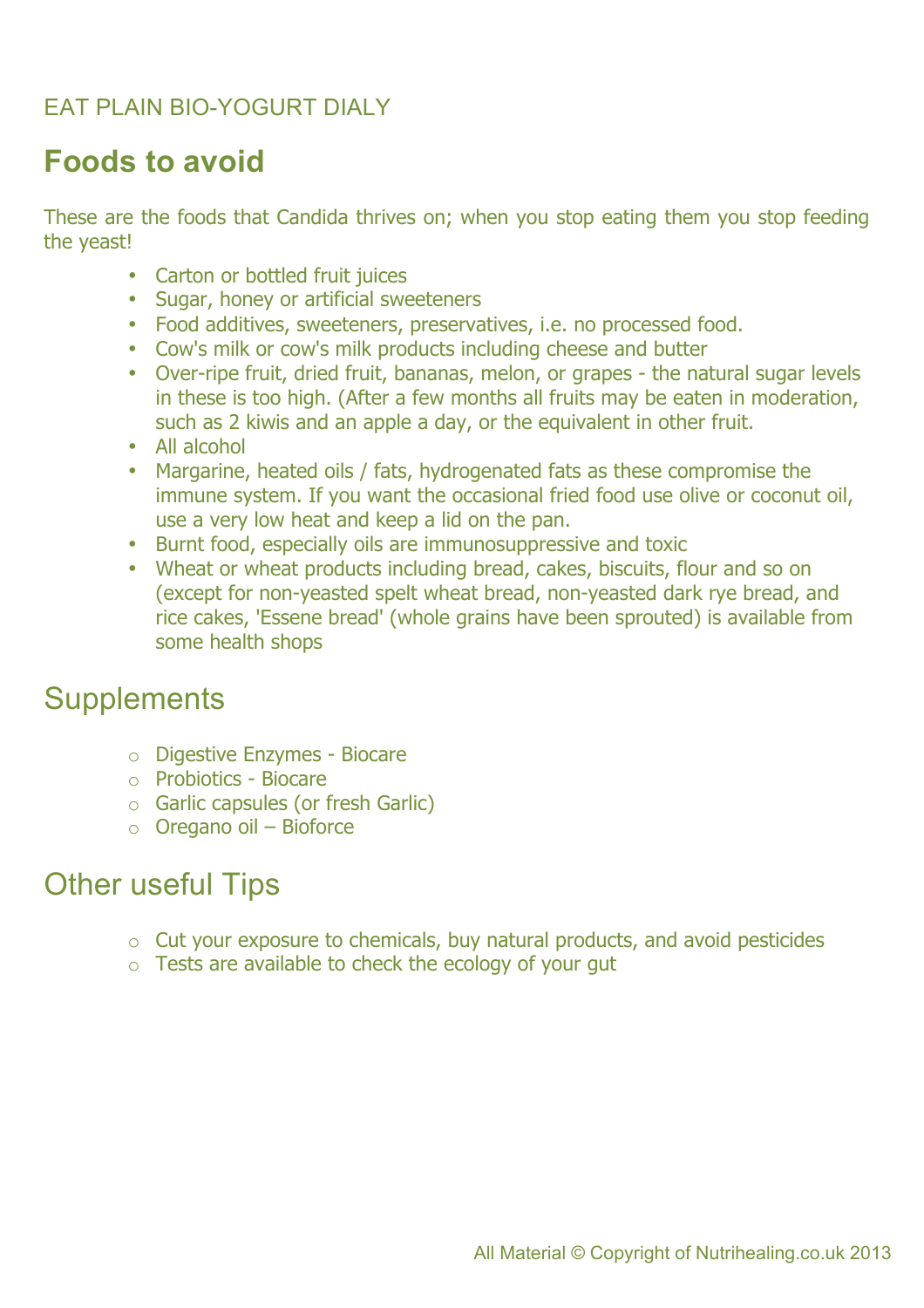EAT PLAIN BIO-YOGURT DIALY

## Foods to avoid

These are the foods that Candida thrives on; when you stop eating them you stop feeding the yeast!

- Carton or bottled fruit juices
- Sugar, honey or artificial sweeteners
- Food additives, sweeteners, preservatives, i.e. no processed food.
- Cow's milk or cow's milk products including cheese and butter
- Over-ripe fruit, dried fruit, bananas, melon, or grapes - the natural sugar levels in these is too high. (After a few months all fruits may be eaten in moderation, such as 2 kiwis and an apple a day, or the equivalent in other fruit.
- All alcohol
- Margarine, heated oils / fats, hydrogenated fats as these compromise the immune system. If you want the occasional fried food use olive or coconut oil, use a very low heat and keep a lid on the pan.
- Burnt food, especially oils are immunosuppressive and toxic
- Wheat or wheat products including bread, cakes, biscuits, flour and so on (except for non-yeasted spelt wheat bread, non-yeasted dark rye bread, and rice cakes, 'Essene bread' (whole grains have been sprouted) is available from some health shops

## Supplements

- Digestive Enzymes - Biocare
- Probiotics - Biocare
- Garlic capsules (or fresh Garlic)
- Oregano oil – Bioforce

## Other useful Tips

- Cut your exposure to chemicals, buy natural products, and avoid pesticides
- Tests are available to check the ecology of your gut

All Material © Copyright of Nutrihealing.co.uk 2013